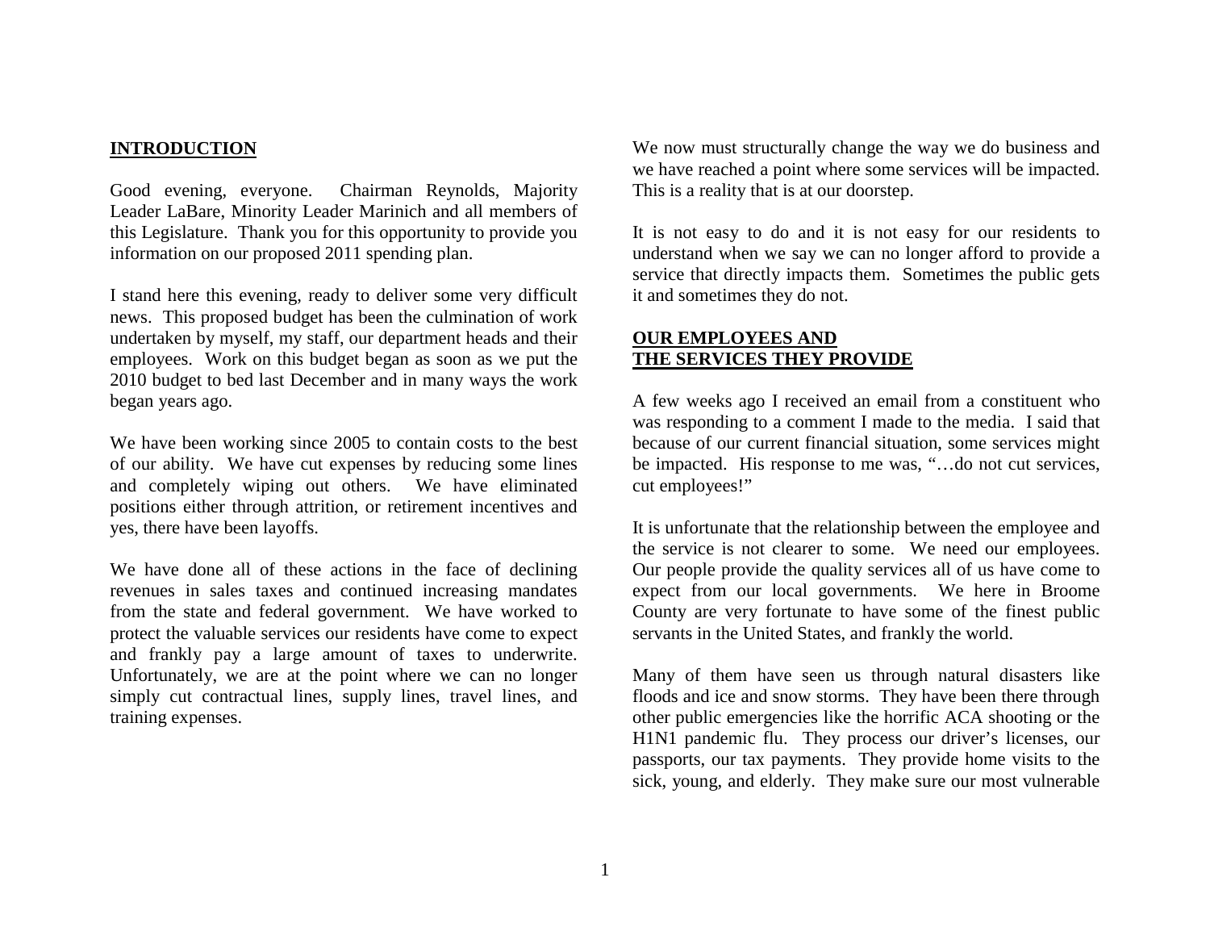## INTRODUCTION

Good evening, everyone. Chairman Reynolds, Majority Leader LaBare, Minority Leader Marinich and all members of this Legislature. Thank you for this opportunity to provide you information on our proposed 2011 spending plan.

I stand here this evening, ready to deliver some very difficult news. This proposed budget has been the culmination of work undertaken by myself, my staff, our department heads and their employees. Work on this budget began as soon as we put the 2010 budget to bed last December and in many ways the work began years ago.

We have been working since 2005 to contain costs to the best of our ability. We have cut expenses by reducing some lines and completely wiping out others. We have eliminated positions either through attrition, or retirement incentives and yes, there have been layoffs.

We have done all of these actions in the face of declining revenues in sales taxes and continued increasing mandates from the state and federal government. We have worked to protect the valuable services our residents have come to expect and frankly pay a large amount of taxes to underwrite. Unfortunately, we are at the point where we can no longer simply cut contractual lines, supply lines, travel lines, and training expenses.

We now must structurally change the way we do business and we have reached a point where some services will be impacted. This is a reality that is at our doorstep.

It is not easy to do and it is not easy for our residents to understand when we say we can no longer afford to provide a service that directly impacts them. Sometimes the public gets it and sometimes they do not.

## OUR EMPLOYEES AND THE SERVICES THEY PROVIDE

A few weeks ago I received an email from a constituent who was responding to a comment I made to the media. I said that because of our current financial situation, some services might be impacted. His response to me was, "…do not cut services, cut employees!"

It is unfortunate that the relationship between the employee and the service is not clearer to some. We need our employees. Our people provide the quality services all of us have come to expect from our local governments. We here in Broome County are very fortunate to have some of the finest public servants in the United States, and frankly the world.

Many of them have seen us through natural disasters like floods and ice and snow storms. They have been there through other public emergencies like the horrific ACA shooting or the H1N1 pandemic flu. They process our driver's licenses, our passports, our tax payments. They provide home visits to the sick, young, and elderly. They make sure our most vulnerable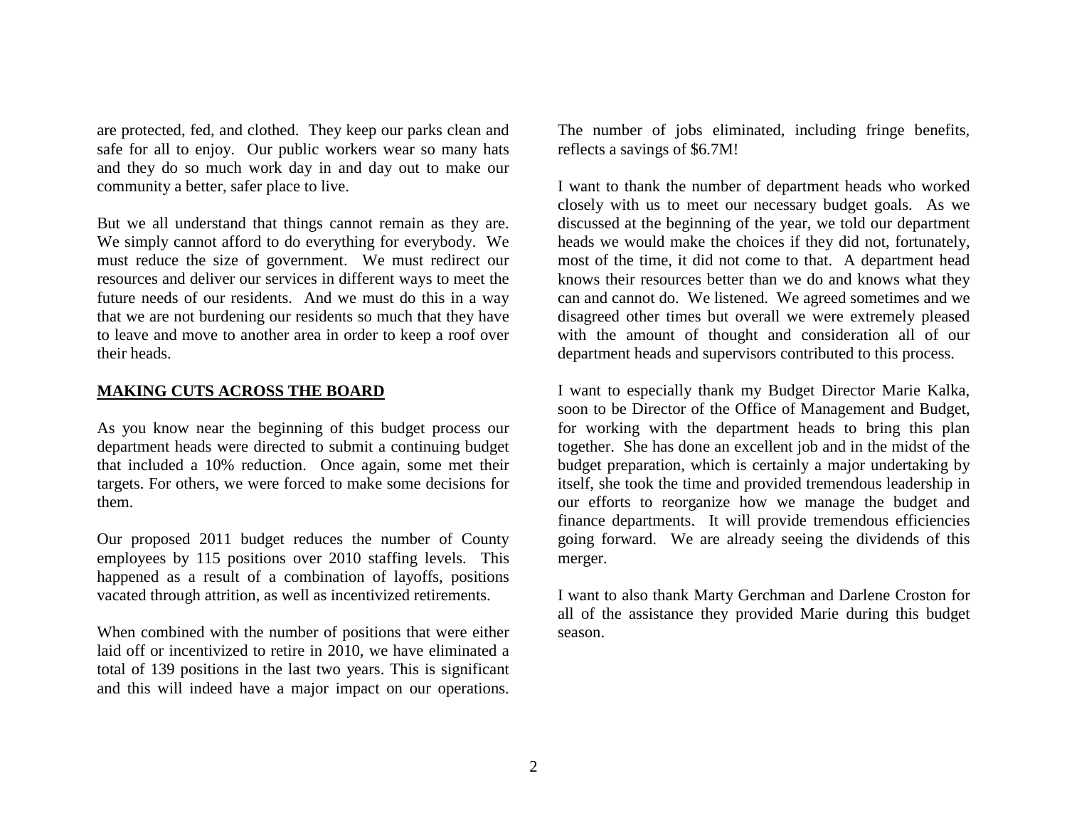are protected, fed, and clothed. They keep our parks clean and safe for all to enjoy. Our public workers wear so many hats and they do so much work day in and day out to make our community a better, safer place to live.

But we all understand that things cannot remain as they are. We simply cannot afford to do everything for everybody. We must reduce the size of government. We must redirect our resources and deliver our services in different ways to meet the future needs of our residents. And we must do this in a way that we are not burdening our residents so much that they have to leave and move to another area in order to keep a roof over their heads.

## MAKING CUTS ACROSS THE BOARD

As you know near the beginning of this budget process our department heads were directed to submit a continuing budget that included a 10% reduction. Once again, some met their targets. For others, we were forced to make some decisions for them.

Our proposed 2011 budget reduces the number of County employees by 115 positions over 2010 staffing levels. This happened as a result of a combination of layoffs, positions vacated through attrition, as well as incentivized retirements.

When combined with the number of positions that were either laid off or incentivized to retire in 2010, we have eliminated a total of 139 positions in the last two years. This is significant and this will indeed have a major impact on our operations. The number of jobs eliminated, including fringe benefits, reflects a savings of $6.7M!

I want to thank the number of department heads who worked closely with us to meet our necessary budget goals. As we discussed at the beginning of the year, we told our department heads we would make the choices if they did not, fortunately, most of the time, it did not come to that. A department head knows their resources better than we do and knows what they can and cannot do. We listened. We agreed sometimes and we disagreed other times but overall we were extremely pleased with the amount of thought and consideration all of our department heads and supervisors contributed to this process.

I want to especially thank my Budget Director Marie Kalka, soon to be Director of the Office of Management and Budget, for working with the department heads to bring this plan together. She has done an excellent job and in the midst of the budget preparation, which is certainly a major undertaking by itself, she took the time and provided tremendous leadership in our efforts to reorganize how we manage the budget and finance departments. It will provide tremendous efficiencies going forward. We are already seeing the dividends of this merger.

I want to also thank Marty Gerchman and Darlene Croston for all of the assistance they provided Marie during this budget season.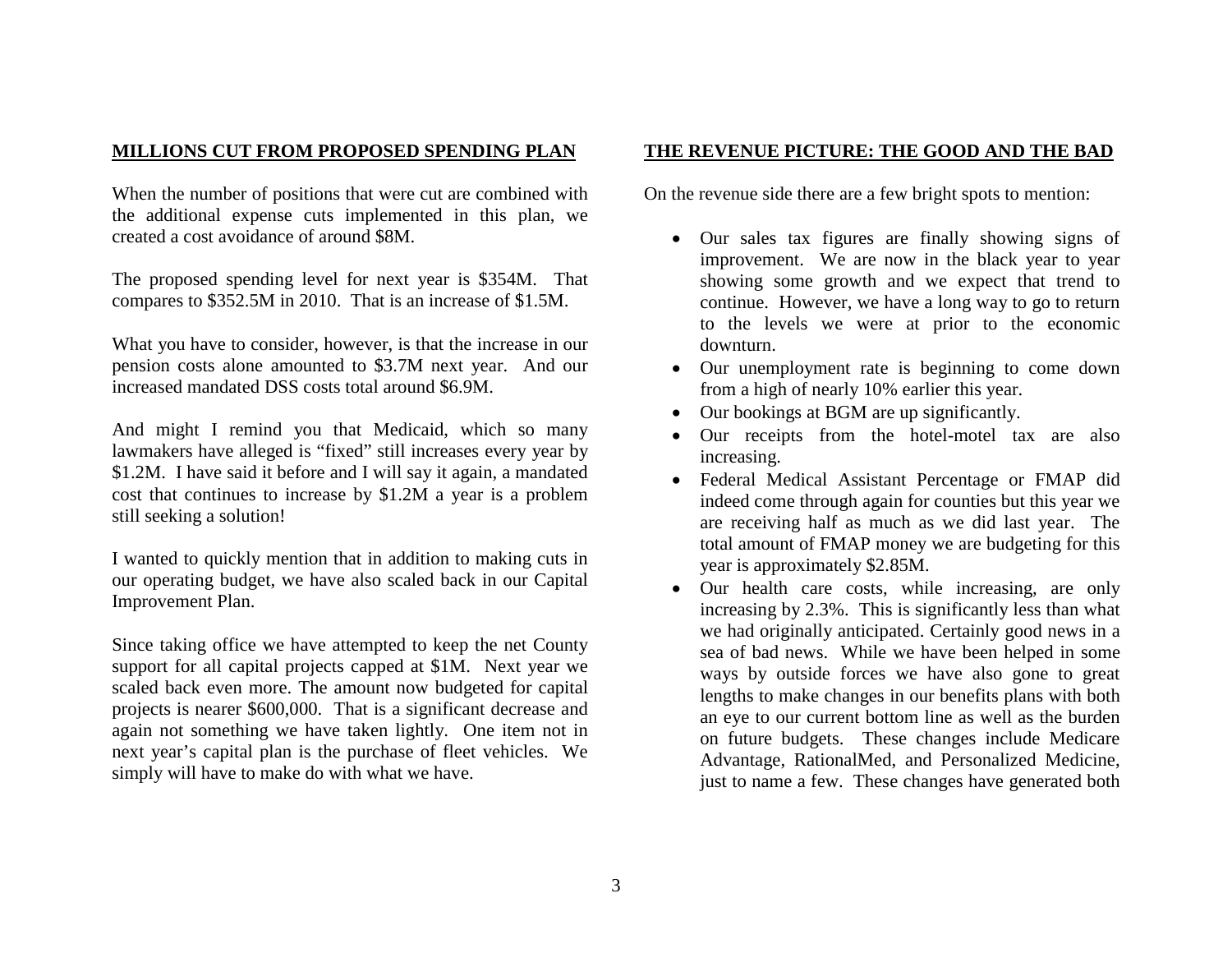## MILLIONS CUT FROM PROPOSED SPENDING PLAN

When the number of positions that were cut are combined with the additional expense cuts implemented in this plan, we created a cost avoidance of around $8M.

The proposed spending level for next year is $354M. That compares to $352.5M in 2010. That is an increase of $1.5M.

What you have to consider, however, is that the increase in our pension costs alone amounted to $3.7M next year. And our increased mandated DSS costs total around $6.9M.

And might I remind you that Medicaid, which so many lawmakers have alleged is "fixed" still increases every year by $1.2M. I have said it before and I will say it again, a mandated cost that continues to increase by $1.2M a year is a problem still seeking a solution!

I wanted to quickly mention that in addition to making cuts in our operating budget, we have also scaled back in our Capital Improvement Plan.

Since taking office we have attempted to keep the net County support for all capital projects capped at $1M. Next year we scaled back even more. The amount now budgeted for capital projects is nearer $600,000. That is a significant decrease and again not something we have taken lightly. One item not in next year's capital plan is the purchase of fleet vehicles. We simply will have to make do with what we have.

## THE REVENUE PICTURE: THE GOOD AND THE BAD

On the revenue side there are a few bright spots to mention:

- Our sales tax figures are finally showing signs of improvement. We are now in the black year to year showing some growth and we expect that trend to continue. However, we have a long way to go to return to the levels we were at prior to the economic downturn.
- Our unemployment rate is beginning to come down from a high of nearly 10% earlier this year.
- Our bookings at BGM are up significantly.
- Our receipts from the hotel-motel tax are also increasing.
- Federal Medical Assistant Percentage or FMAP did indeed come through again for counties but this year we are receiving half as much as we did last year. The total amount of FMAP money we are budgeting for this year is approximately $2.85M.
- Our health care costs, while increasing, are only increasing by 2.3%. This is significantly less than what we had originally anticipated. Certainly good news in a sea of bad news. While we have been helped in some ways by outside forces we have also gone to great lengths to make changes in our benefits plans with both an eye to our current bottom line as well as the burden on future budgets. These changes include Medicare Advantage, RationalMed, and Personalized Medicine, just to name a few. These changes have generated both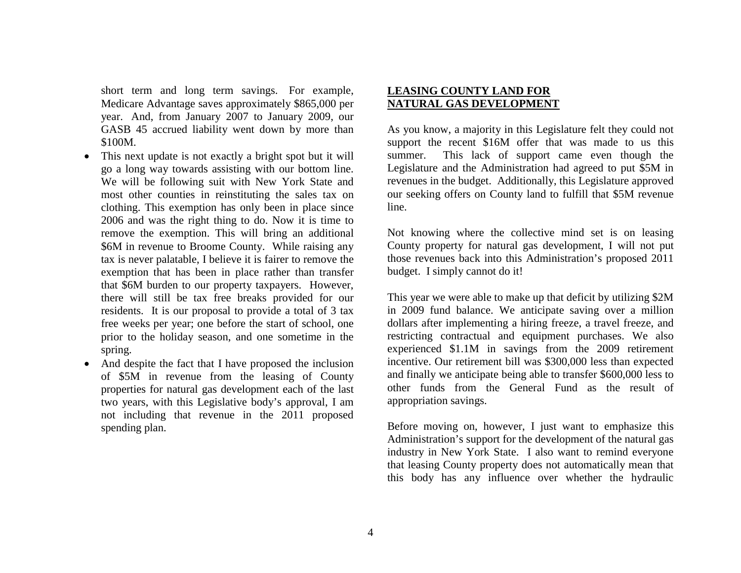short term and long term savings. For example, Medicare Advantage saves approximately $865,000 per year. And, from January 2007 to January 2009, our GASB 45 accrued liability went down by more than $100M.

- This next update is not exactly a bright spot but it will go a long way towards assisting with our bottom line. We will be following suit with New York State and most other counties in reinstituting the sales tax on clothing. This exemption has only been in place since 2006 and was the right thing to do. Now it is time to remove the exemption. This will bring an additional $6M in revenue to Broome County. While raising any tax is never palatable, I believe it is fairer to remove the exemption that has been in place rather than transfer that $6M burden to our property taxpayers. However, there will still be tax free breaks provided for our residents. It is our proposal to provide a total of 3 tax free weeks per year; one before the start of school, one prior to the holiday season, and one sometime in the spring.
- And despite the fact that I have proposed the inclusion of $5M in revenue from the leasing of County properties for natural gas development each of the last two years, with this Legislative body's approval, I am not including that revenue in the 2011 proposed spending plan.

## **LEASING COUNTY LAND FOR NATURAL GAS DEVELOPMENT**

As you know, a majority in this Legislature felt they could not support the recent $16M offer that was made to us this summer. This lack of support came even though the Legislature and the Administration had agreed to put $5M in revenues in the budget. Additionally, this Legislature approved our seeking offers on County land to fulfill that $5M revenue line.

Not knowing where the collective mind set is on leasing County property for natural gas development, I will not put those revenues back into this Administration's proposed 2011 budget. I simply cannot do it!

This year we were able to make up that deficit by utilizing $2M in 2009 fund balance. We anticipate saving over a million dollars after implementing a hiring freeze, a travel freeze, and restricting contractual and equipment purchases. We also experienced $1.1M in savings from the 2009 retirement incentive. Our retirement bill was $300,000 less than expected and finally we anticipate being able to transfer $600,000 less to other funds from the General Fund as the result of appropriation savings.

Before moving on, however, I just want to emphasize this Administration's support for the development of the natural gas industry in New York State. I also want to remind everyone that leasing County property does not automatically mean that this body has any influence over whether the hydraulic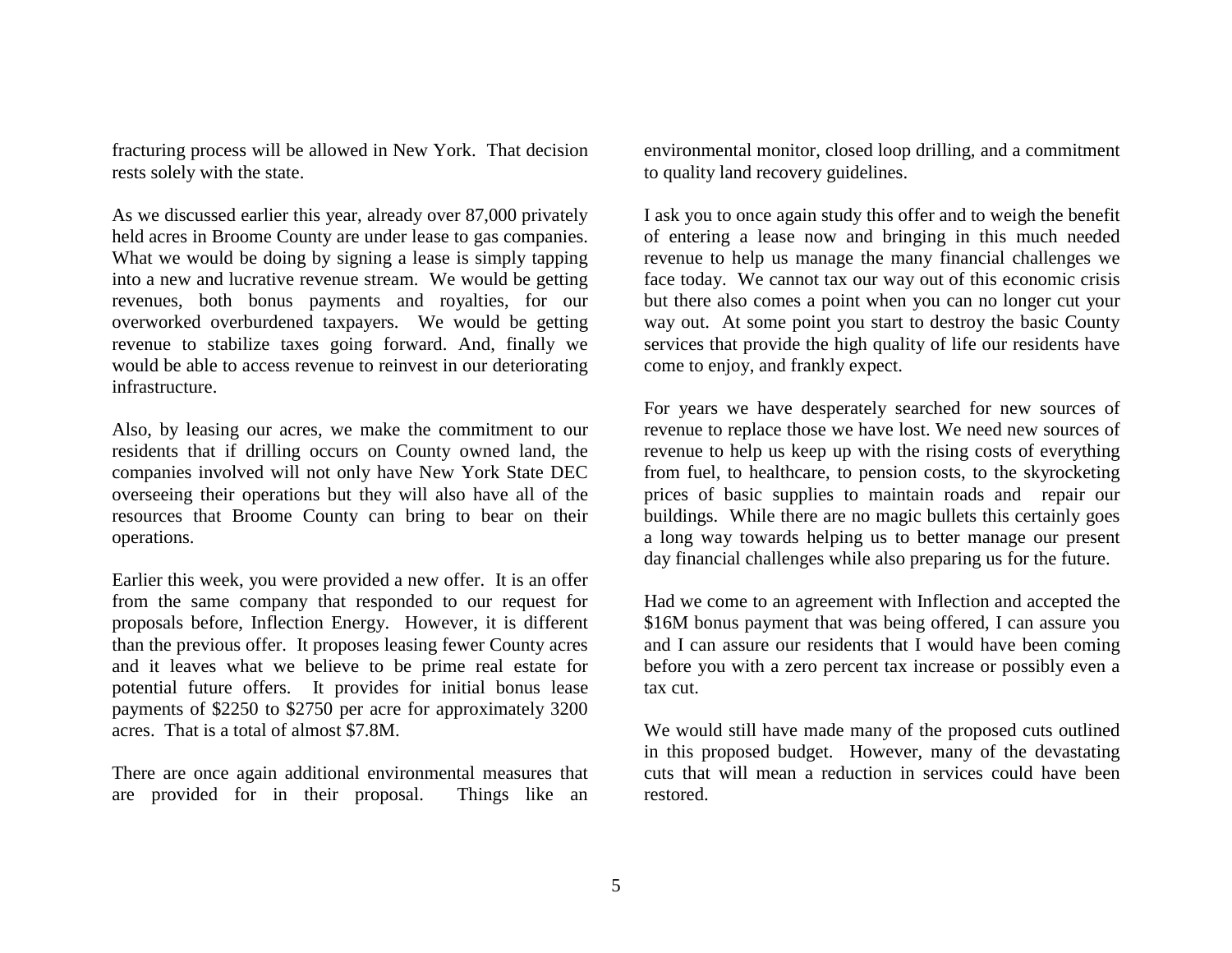fracturing process will be allowed in New York. That decision rests solely with the state.

As we discussed earlier this year, already over 87,000 privately held acres in Broome County are under lease to gas companies. What we would be doing by signing a lease is simply tapping into a new and lucrative revenue stream. We would be getting revenues, both bonus payments and royalties, for our overworked overburdened taxpayers. We would be getting revenue to stabilize taxes going forward. And, finally we would be able to access revenue to reinvest in our deteriorating infrastructure.

Also, by leasing our acres, we make the commitment to our residents that if drilling occurs on County owned land, the companies involved will not only have New York State DEC overseeing their operations but they will also have all of the resources that Broome County can bring to bear on their operations.

Earlier this week, you were provided a new offer. It is an offer from the same company that responded to our request for proposals before, Inflection Energy. However, it is different than the previous offer. It proposes leasing fewer County acres and it leaves what we believe to be prime real estate for potential future offers. It provides for initial bonus lease payments of $2250 to $2750 per acre for approximately 3200 acres. That is a total of almost $7.8M.

There are once again additional environmental measures that are provided for in their proposal. Things like an environmental monitor, closed loop drilling, and a commitment to quality land recovery guidelines.

I ask you to once again study this offer and to weigh the benefit of entering a lease now and bringing in this much needed revenue to help us manage the many financial challenges we face today. We cannot tax our way out of this economic crisis but there also comes a point when you can no longer cut your way out. At some point you start to destroy the basic County services that provide the high quality of life our residents have come to enjoy, and frankly expect.

For years we have desperately searched for new sources of revenue to replace those we have lost. We need new sources of revenue to help us keep up with the rising costs of everything from fuel, to healthcare, to pension costs, to the skyrocketing prices of basic supplies to maintain roads and repair our buildings. While there are no magic bullets this certainly goes a long way towards helping us to better manage our present day financial challenges while also preparing us for the future.

Had we come to an agreement with Inflection and accepted the $16M bonus payment that was being offered, I can assure you and I can assure our residents that I would have been coming before you with a zero percent tax increase or possibly even a tax cut.

We would still have made many of the proposed cuts outlined in this proposed budget. However, many of the devastating cuts that will mean a reduction in services could have been restored.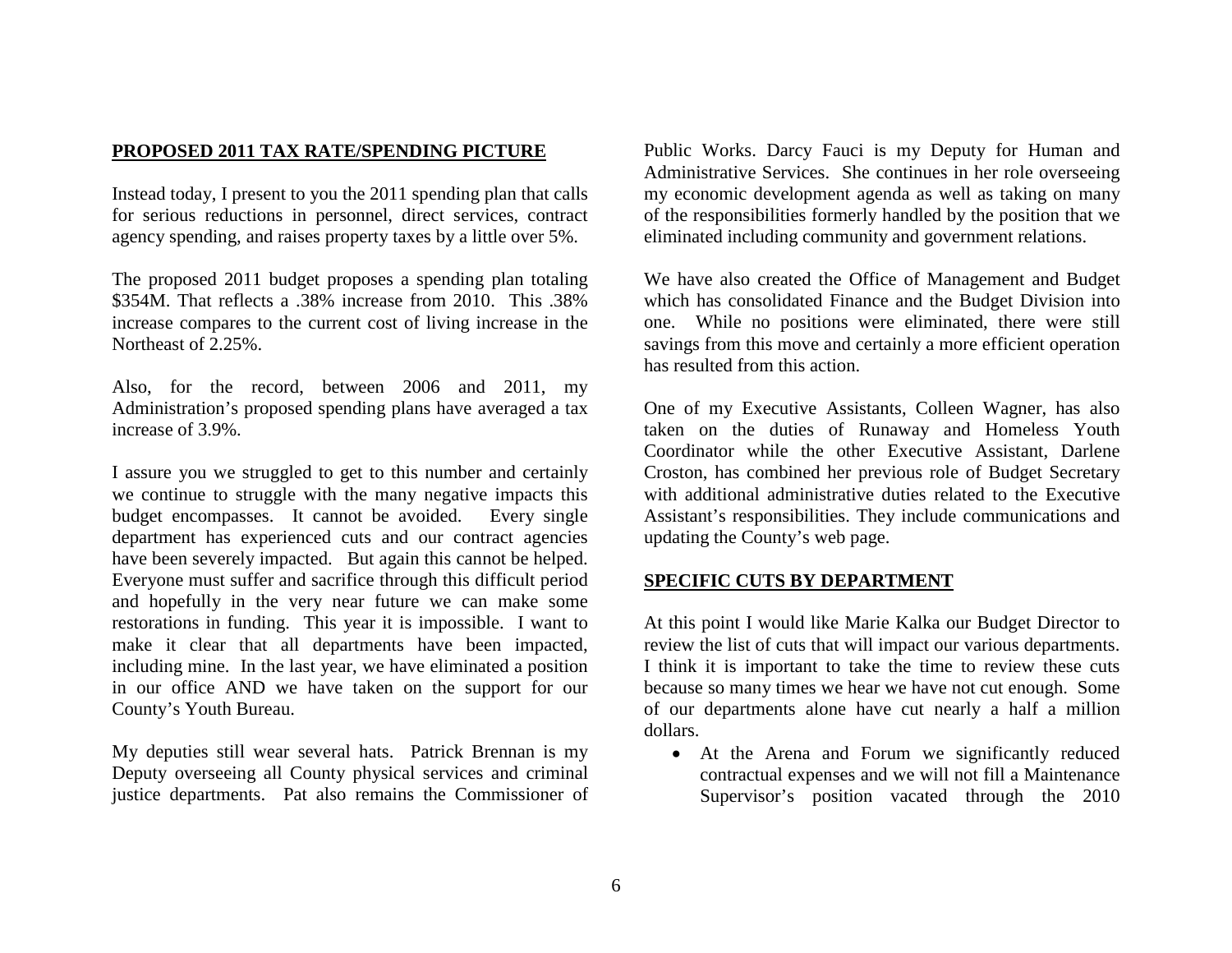## PROPOSED 2011 TAX RATE/SPENDING PICTURE

Instead today, I present to you the 2011 spending plan that calls for serious reductions in personnel, direct services, contract agency spending, and raises property taxes by a little over 5%.

The proposed 2011 budget proposes a spending plan totaling \$354M. That reflects a .38% increase from 2010. This .38% increase compares to the current cost of living increase in the Northeast of 2.25%.

Also, for the record, between 2006 and 2011, my Administration's proposed spending plans have averaged a tax increase of 3.9%.

I assure you we struggled to get to this number and certainly we continue to struggle with the many negative impacts this budget encompasses. It cannot be avoided. Every single department has experienced cuts and our contract agencies have been severely impacted. But again this cannot be helped. Everyone must suffer and sacrifice through this difficult period and hopefully in the very near future we can make some restorations in funding. This year it is impossible. I want to make it clear that all departments have been impacted, including mine. In the last year, we have eliminated a position in our office AND we have taken on the support for our County's Youth Bureau.

My deputies still wear several hats. Patrick Brennan is my Deputy overseeing all County physical services and criminal justice departments. Pat also remains the Commissioner of Public Works. Darcy Fauci is my Deputy for Human and Administrative Services. She continues in her role overseeing my economic development agenda as well as taking on many of the responsibilities formerly handled by the position that we eliminated including community and government relations.

We have also created the Office of Management and Budget which has consolidated Finance and the Budget Division into one. While no positions were eliminated, there were still savings from this move and certainly a more efficient operation has resulted from this action.

One of my Executive Assistants, Colleen Wagner, has also taken on the duties of Runaway and Homeless Youth Coordinator while the other Executive Assistant, Darlene Croston, has combined her previous role of Budget Secretary with additional administrative duties related to the Executive Assistant's responsibilities. They include communications and updating the County's web page.

## SPECIFIC CUTS BY DEPARTMENT

At this point I would like Marie Kalka our Budget Director to review the list of cuts that will impact our various departments. I think it is important to take the time to review these cuts because so many times we hear we have not cut enough. Some of our departments alone have cut nearly a half a million dollars.

- At the Arena and Forum we significantly reduced contractual expenses and we will not fill a Maintenance Supervisor's position vacated through the 2010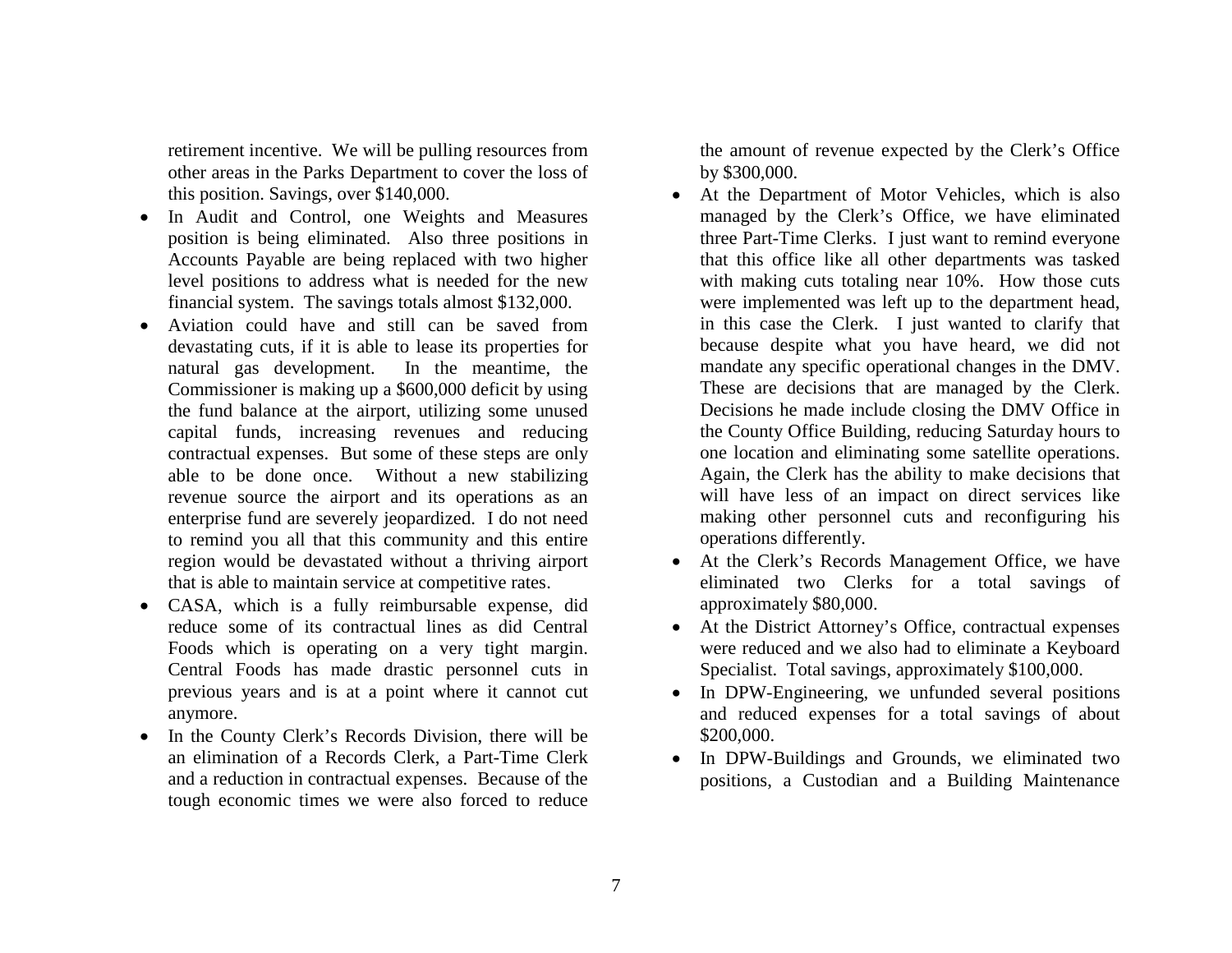retirement incentive. We will be pulling resources from other areas in the Parks Department to cover the loss of this position. Savings, over $140,000.

- In Audit and Control, one Weights and Measures position is being eliminated. Also three positions in Accounts Payable are being replaced with two higher level positions to address what is needed for the new financial system. The savings totals almost $132,000.
- Aviation could have and still can be saved from devastating cuts, if it is able to lease its properties for natural gas development. In the meantime, the Commissioner is making up a $600,000 deficit by using the fund balance at the airport, utilizing some unused capital funds, increasing revenues and reducing contractual expenses. But some of these steps are only able to be done once. Without a new stabilizing revenue source the airport and its operations as an enterprise fund are severely jeopardized. I do not need to remind you all that this community and this entire region would be devastated without a thriving airport that is able to maintain service at competitive rates.
- CASA, which is a fully reimbursable expense, did reduce some of its contractual lines as did Central Foods which is operating on a very tight margin. Central Foods has made drastic personnel cuts in previous years and is at a point where it cannot cut anymore.
- In the County Clerk's Records Division, there will be an elimination of a Records Clerk, a Part-Time Clerk and a reduction in contractual expenses. Because of the tough economic times we were also forced to reduce the amount of revenue expected by the Clerk's Office by $300,000.
- At the Department of Motor Vehicles, which is also managed by the Clerk's Office, we have eliminated three Part-Time Clerks. I just want to remind everyone that this office like all other departments was tasked with making cuts totaling near 10%. How those cuts were implemented was left up to the department head, in this case the Clerk. I just wanted to clarify that because despite what you have heard, we did not mandate any specific operational changes in the DMV. These are decisions that are managed by the Clerk. Decisions he made include closing the DMV Office in the County Office Building, reducing Saturday hours to one location and eliminating some satellite operations. Again, the Clerk has the ability to make decisions that will have less of an impact on direct services like making other personnel cuts and reconfiguring his operations differently.
- At the Clerk's Records Management Office, we have eliminated two Clerks for a total savings of approximately $80,000.
- At the District Attorney's Office, contractual expenses were reduced and we also had to eliminate a Keyboard Specialist. Total savings, approximately $100,000.
- In DPW-Engineering, we unfunded several positions and reduced expenses for a total savings of about $200,000.
- In DPW-Buildings and Grounds, we eliminated two positions, a Custodian and a Building Maintenance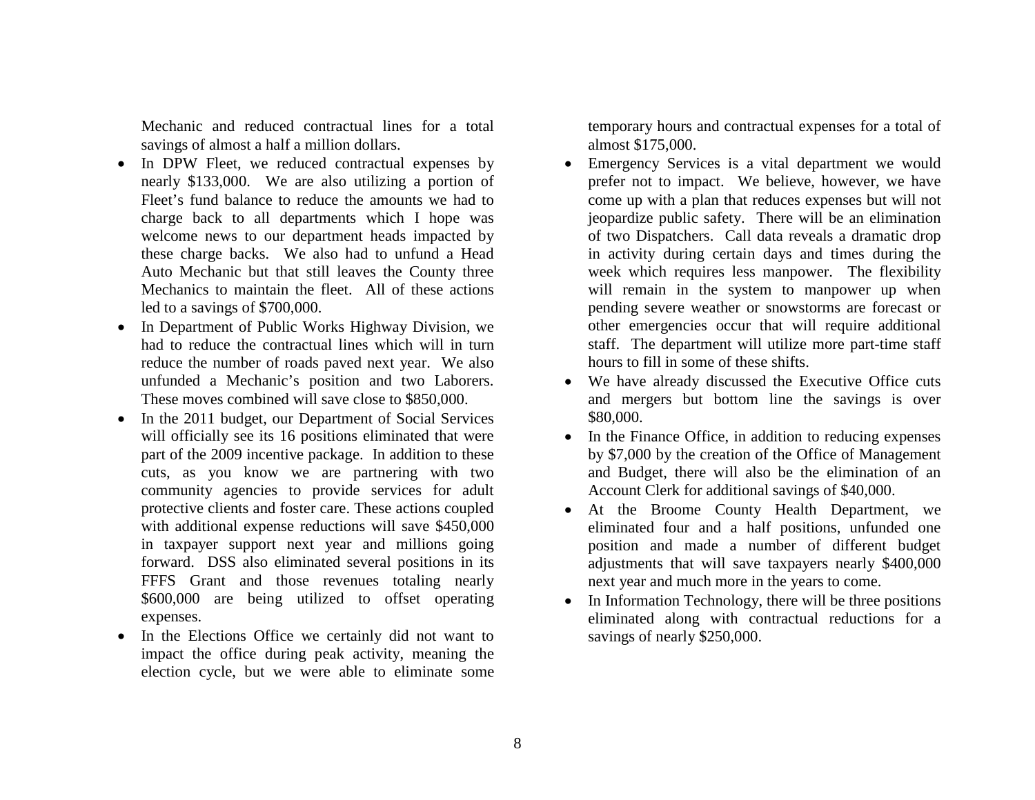Mechanic and reduced contractual lines for a total savings of almost a half a million dollars.

- In DPW Fleet, we reduced contractual expenses by nearly $133,000. We are also utilizing a portion of Fleet's fund balance to reduce the amounts we had to charge back to all departments which I hope was welcome news to our department heads impacted by these charge backs. We also had to unfund a Head Auto Mechanic but that still leaves the County three Mechanics to maintain the fleet. All of these actions led to a savings of $700,000.
- In Department of Public Works Highway Division, we had to reduce the contractual lines which will in turn reduce the number of roads paved next year. We also unfunded a Mechanic's position and two Laborers. These moves combined will save close to $850,000.
- In the 2011 budget, our Department of Social Services will officially see its 16 positions eliminated that were part of the 2009 incentive package. In addition to these cuts, as you know we are partnering with two community agencies to provide services for adult protective clients and foster care. These actions coupled with additional expense reductions will save $450,000 in taxpayer support next year and millions going forward. DSS also eliminated several positions in its FFFS Grant and those revenues totaling nearly $600,000 are being utilized to offset operating expenses.
- In the Elections Office we certainly did not want to impact the office during peak activity, meaning the election cycle, but we were able to eliminate some temporary hours and contractual expenses for a total of almost $175,000.
- Emergency Services is a vital department we would prefer not to impact. We believe, however, we have come up with a plan that reduces expenses but will not jeopardize public safety. There will be an elimination of two Dispatchers. Call data reveals a dramatic drop in activity during certain days and times during the week which requires less manpower. The flexibility will remain in the system to manpower up when pending severe weather or snowstorms are forecast or other emergencies occur that will require additional staff. The department will utilize more part-time staff hours to fill in some of these shifts.
- We have already discussed the Executive Office cuts and mergers but bottom line the savings is over $80,000.
- In the Finance Office, in addition to reducing expenses by $7,000 by the creation of the Office of Management and Budget, there will also be the elimination of an Account Clerk for additional savings of $40,000.
- At the Broome County Health Department, we eliminated four and a half positions, unfunded one position and made a number of different budget adjustments that will save taxpayers nearly $400,000 next year and much more in the years to come.
- In Information Technology, there will be three positions eliminated along with contractual reductions for a savings of nearly $250,000.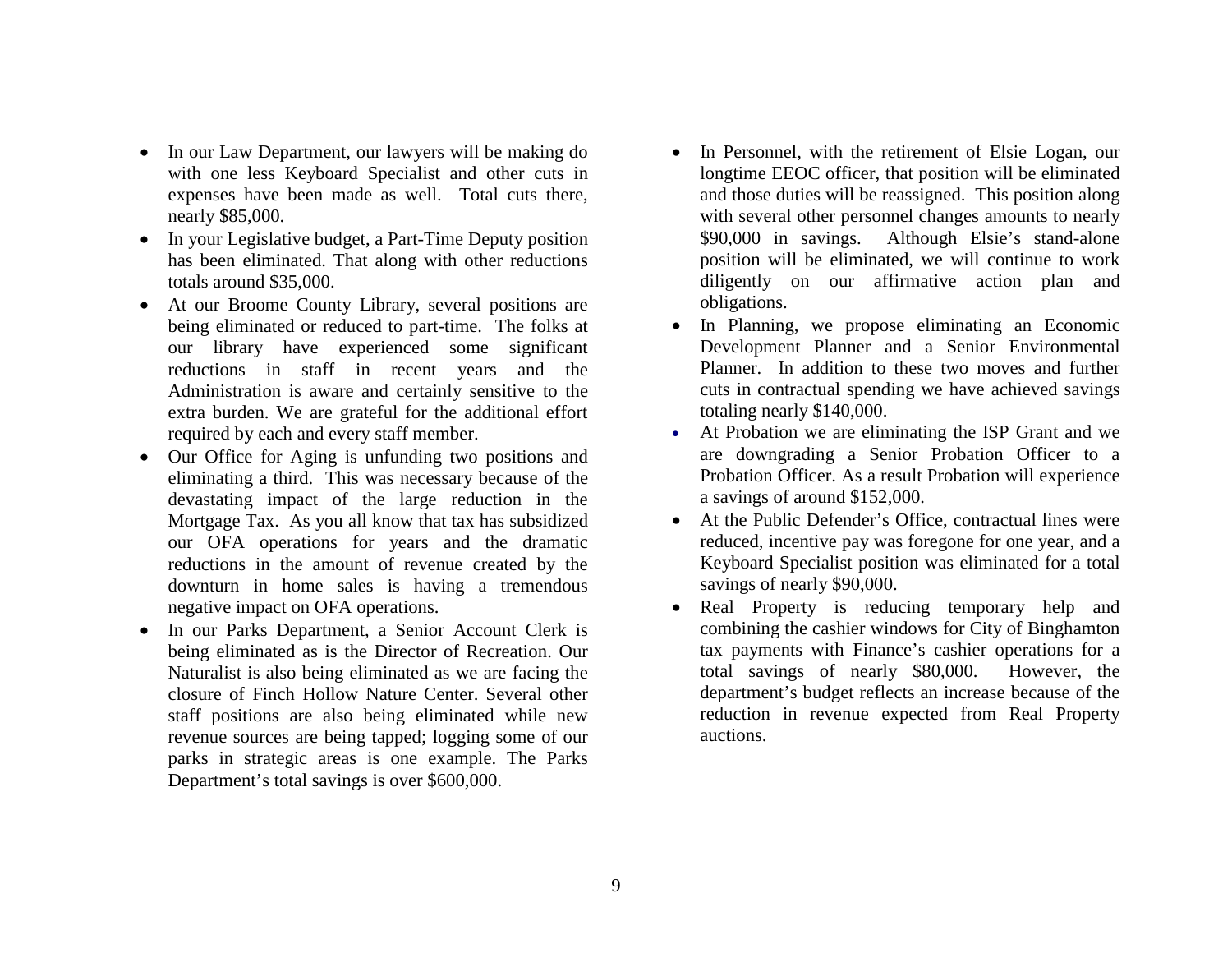- In our Law Department, our lawyers will be making do with one less Keyboard Specialist and other cuts in expenses have been made as well. Total cuts there, nearly $85,000.
- In your Legislative budget, a Part-Time Deputy position has been eliminated. That along with other reductions totals around $35,000.
- At our Broome County Library, several positions are being eliminated or reduced to part-time. The folks at our library have experienced some significant reductions in staff in recent years and the Administration is aware and certainly sensitive to the extra burden. We are grateful for the additional effort required by each and every staff member.
- Our Office for Aging is unfunding two positions and eliminating a third. This was necessary because of the devastating impact of the large reduction in the Mortgage Tax. As you all know that tax has subsidized our OFA operations for years and the dramatic reductions in the amount of revenue created by the downturn in home sales is having a tremendous negative impact on OFA operations.
- In our Parks Department, a Senior Account Clerk is being eliminated as is the Director of Recreation. Our Naturalist is also being eliminated as we are facing the closure of Finch Hollow Nature Center. Several other staff positions are also being eliminated while new revenue sources are being tapped; logging some of our parks in strategic areas is one example. The Parks Department's total savings is over $600,000.
- In Personnel, with the retirement of Elsie Logan, our longtime EEOC officer, that position will be eliminated and those duties will be reassigned. This position along with several other personnel changes amounts to nearly $90,000 in savings. Although Elsie's stand-alone position will be eliminated, we will continue to work diligently on our affirmative action plan and obligations.
- In Planning, we propose eliminating an Economic Development Planner and a Senior Environmental Planner. In addition to these two moves and further cuts in contractual spending we have achieved savings totaling nearly $140,000.
- At Probation we are eliminating the ISP Grant and we are downgrading a Senior Probation Officer to a Probation Officer. As a result Probation will experience a savings of around $152,000.
- At the Public Defender's Office, contractual lines were reduced, incentive pay was foregone for one year, and a Keyboard Specialist position was eliminated for a total savings of nearly $90,000.
- Real Property is reducing temporary help and combining the cashier windows for City of Binghamton tax payments with Finance's cashier operations for a total savings of nearly $80,000. However, the department's budget reflects an increase because of the reduction in revenue expected from Real Property auctions.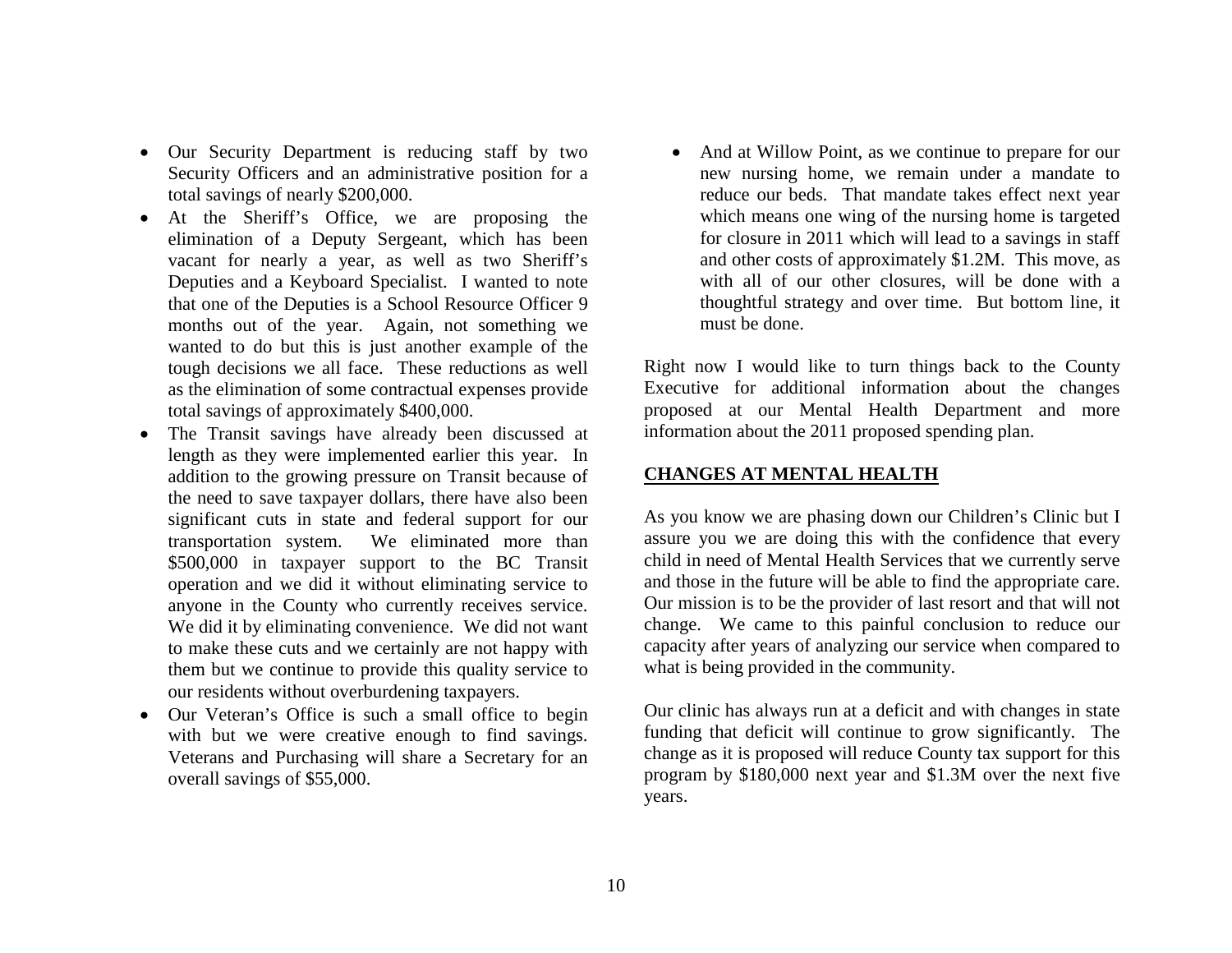- Our Security Department is reducing staff by two Security Officers and an administrative position for a total savings of nearly $200,000.
- At the Sheriff's Office, we are proposing the elimination of a Deputy Sergeant, which has been vacant for nearly a year, as well as two Sheriff's Deputies and a Keyboard Specialist. I wanted to note that one of the Deputies is a School Resource Officer 9 months out of the year. Again, not something we wanted to do but this is just another example of the tough decisions we all face. These reductions as well as the elimination of some contractual expenses provide total savings of approximately $400,000.
- The Transit savings have already been discussed at length as they were implemented earlier this year. In addition to the growing pressure on Transit because of the need to save taxpayer dollars, there have also been significant cuts in state and federal support for our transportation system. We eliminated more than $500,000 in taxpayer support to the BC Transit operation and we did it without eliminating service to anyone in the County who currently receives service. We did it by eliminating convenience. We did not want to make these cuts and we certainly are not happy with them but we continue to provide this quality service to our residents without overburdening taxpayers.
- Our Veteran's Office is such a small office to begin with but we were creative enough to find savings. Veterans and Purchasing will share a Secretary for an overall savings of $55,000.
- And at Willow Point, as we continue to prepare for our new nursing home, we remain under a mandate to reduce our beds. That mandate takes effect next year which means one wing of the nursing home is targeted for closure in 2011 which will lead to a savings in staff and other costs of approximately $1.2M. This move, as with all of our other closures, will be done with a thoughtful strategy and over time. But bottom line, it must be done.

Right now I would like to turn things back to the County Executive for additional information about the changes proposed at our Mental Health Department and more information about the 2011 proposed spending plan.

## CHANGES AT MENTAL HEALTH

As you know we are phasing down our Children's Clinic but I assure you we are doing this with the confidence that every child in need of Mental Health Services that we currently serve and those in the future will be able to find the appropriate care. Our mission is to be the provider of last resort and that will not change. We came to this painful conclusion to reduce our capacity after years of analyzing our service when compared to what is being provided in the community.

Our clinic has always run at a deficit and with changes in state funding that deficit will continue to grow significantly. The change as it is proposed will reduce County tax support for this program by $180,000 next year and $1.3M over the next five years.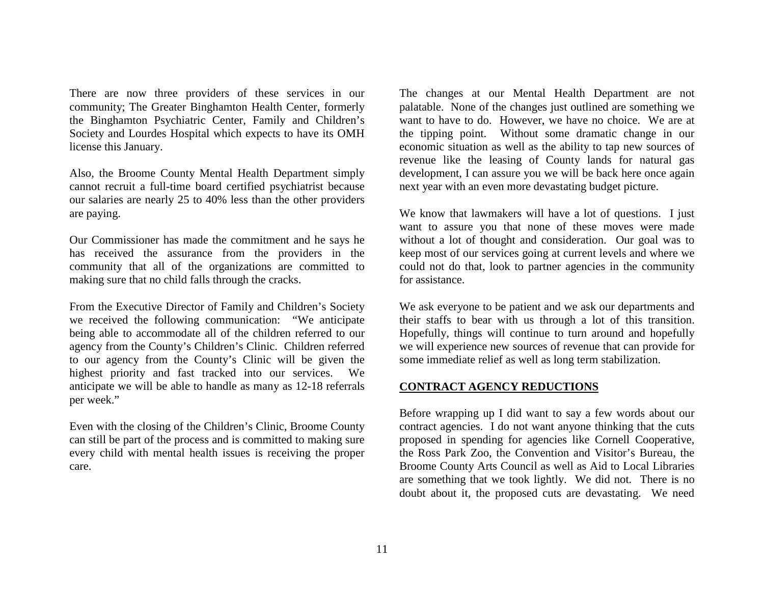There are now three providers of these services in our community; The Greater Binghamton Health Center, formerly the Binghamton Psychiatric Center, Family and Children's Society and Lourdes Hospital which expects to have its OMH license this January.

Also, the Broome County Mental Health Department simply cannot recruit a full-time board certified psychiatrist because our salaries are nearly 25 to 40% less than the other providers are paying.

Our Commissioner has made the commitment and he says he has received the assurance from the providers in the community that all of the organizations are committed to making sure that no child falls through the cracks.

From the Executive Director of Family and Children's Society we received the following communication: "We anticipate being able to accommodate all of the children referred to our agency from the County's Children's Clinic. Children referred to our agency from the County's Clinic will be given the highest priority and fast tracked into our services. We anticipate we will be able to handle as many as 12-18 referrals per week."

Even with the closing of the Children's Clinic, Broome County can still be part of the process and is committed to making sure every child with mental health issues is receiving the proper care.

The changes at our Mental Health Department are not palatable. None of the changes just outlined are something we want to have to do. However, we have no choice. We are at the tipping point. Without some dramatic change in our economic situation as well as the ability to tap new sources of revenue like the leasing of County lands for natural gas development, I can assure you we will be back here once again next year with an even more devastating budget picture.

We know that lawmakers will have a lot of questions. I just want to assure you that none of these moves were made without a lot of thought and consideration. Our goal was to keep most of our services going at current levels and where we could not do that, look to partner agencies in the community for assistance.

We ask everyone to be patient and we ask our departments and their staffs to bear with us through a lot of this transition. Hopefully, things will continue to turn around and hopefully we will experience new sources of revenue that can provide for some immediate relief as well as long term stabilization.

## **CONTRACT AGENCY REDUCTIONS**

Before wrapping up I did want to say a few words about our contract agencies. I do not want anyone thinking that the cuts proposed in spending for agencies like Cornell Cooperative, the Ross Park Zoo, the Convention and Visitor's Bureau, the Broome County Arts Council as well as Aid to Local Libraries are something that we took lightly. We did not. There is no doubt about it, the proposed cuts are devastating. We need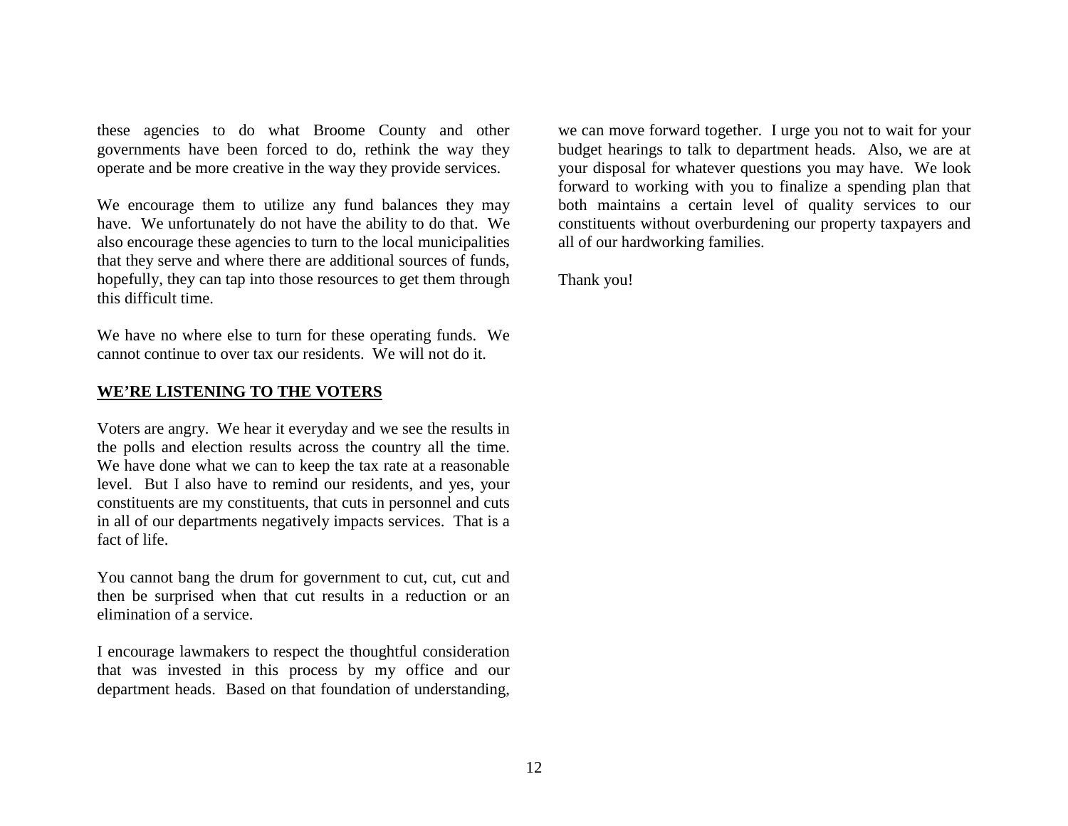these agencies to do what Broome County and other governments have been forced to do, rethink the way they operate and be more creative in the way they provide services.

We encourage them to utilize any fund balances they may have. We unfortunately do not have the ability to do that. We also encourage these agencies to turn to the local municipalities that they serve and where there are additional sources of funds, hopefully, they can tap into those resources to get them through this difficult time.

We have no where else to turn for these operating funds. We cannot continue to over tax our residents. We will not do it.

## WE'RE LISTENING TO THE VOTERS

Voters are angry. We hear it everyday and we see the results in the polls and election results across the country all the time. We have done what we can to keep the tax rate at a reasonable level. But I also have to remind our residents, and yes, your constituents are my constituents, that cuts in personnel and cuts in all of our departments negatively impacts services. That is a fact of life.

You cannot bang the drum for government to cut, cut, cut and then be surprised when that cut results in a reduction or an elimination of a service.

I encourage lawmakers to respect the thoughtful consideration that was invested in this process by my office and our department heads. Based on that foundation of understanding, we can move forward together. I urge you not to wait for your budget hearings to talk to department heads. Also, we are at your disposal for whatever questions you may have. We look forward to working with you to finalize a spending plan that both maintains a certain level of quality services to our constituents without overburdening our property taxpayers and all of our hardworking families.

Thank you!